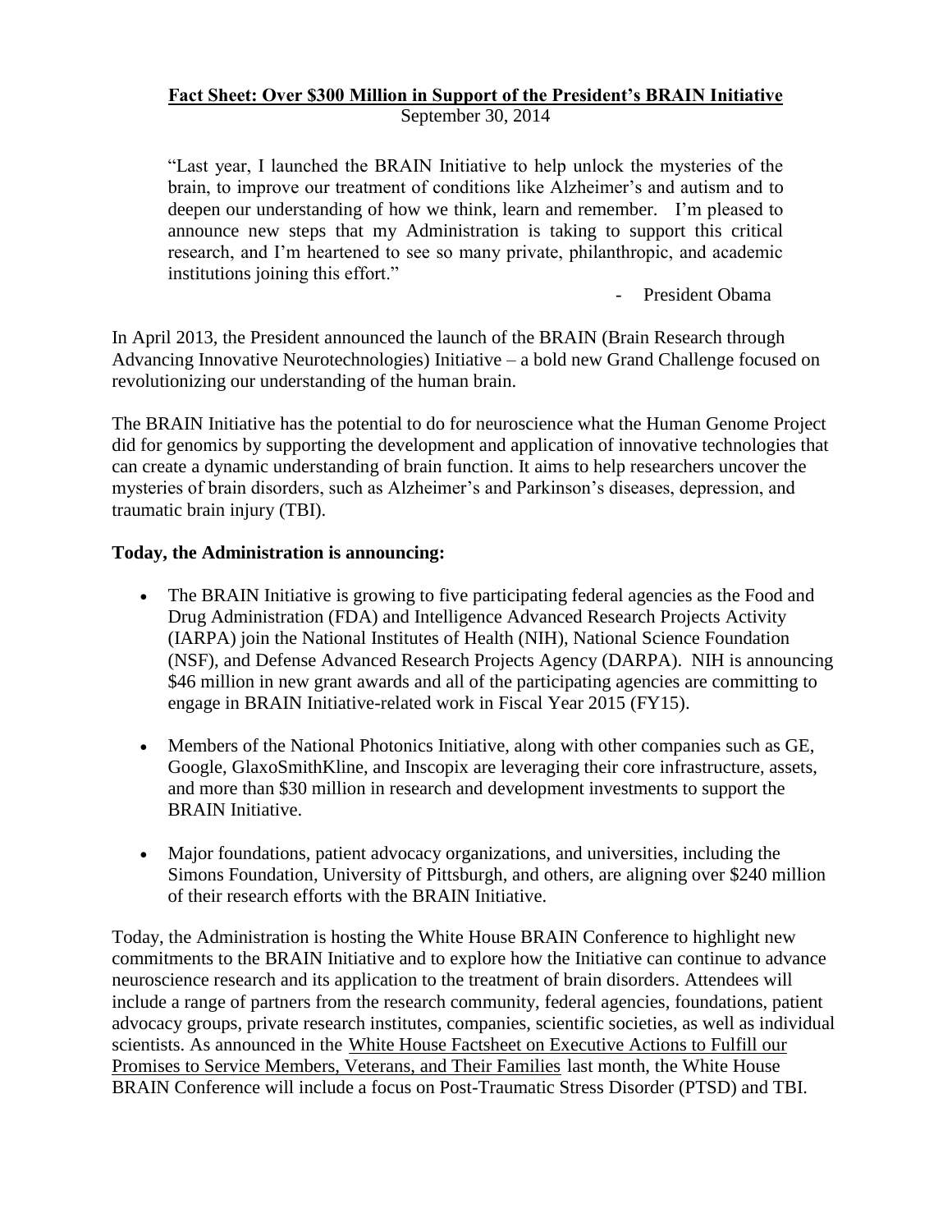**Fact Sheet: Over $300 Million in Support of the President's BRAIN Initiative**

September 30, 2014

> "Last year, I launched the BRAIN Initiative to help unlock the mysteries of the brain, to improve our treatment of conditions like Alzheimer's and autism and to deepen our understanding of how we think, learn and remember. I'm pleased to announce new steps that my Administration is taking to support this critical research, and I'm heartened to see so many private, philanthropic, and academic institutions joining this effort."
>
> \- President Obama

In April 2013, the President announced the launch of the BRAIN (Brain Research through Advancing Innovative Neurotechnologies) Initiative – a bold new Grand Challenge focused on revolutionizing our understanding of the human brain.

The BRAIN Initiative has the potential to do for neuroscience what the Human Genome Project did for genomics by supporting the development and application of innovative technologies that can create a dynamic understanding of brain function. It aims to help researchers uncover the mysteries of brain disorders, such as Alzheimer's and Parkinson's diseases, depression, and traumatic brain injury (TBI).

**Today, the Administration is announcing:**

- The BRAIN Initiative is growing to five participating federal agencies as the Food and Drug Administration (FDA) and Intelligence Advanced Research Projects Activity (IARPA) join the National Institutes of Health (NIH), National Science Foundation (NSF), and Defense Advanced Research Projects Agency (DARPA). NIH is announcing $46 million in new grant awards and all of the participating agencies are committing to engage in BRAIN Initiative-related work in Fiscal Year 2015 (FY15).
- Members of the National Photonics Initiative, along with other companies such as GE, Google, GlaxoSmithKline, and Inscopix are leveraging their core infrastructure, assets, and more than $30 million in research and development investments to support the BRAIN Initiative.
- Major foundations, patient advocacy organizations, and universities, including the Simons Foundation, University of Pittsburgh, and others, are aligning over $240 million of their research efforts with the BRAIN Initiative.

Today, the Administration is hosting the White House BRAIN Conference to highlight new commitments to the BRAIN Initiative and to explore how the Initiative can continue to advance neuroscience research and its application to the treatment of brain disorders. Attendees will include a range of partners from the research community, federal agencies, foundations, patient advocacy groups, private research institutes, companies, scientific societies, as well as individual scientists. As announced in the White House Factsheet on Executive Actions to Fulfill our Promises to Service Members, Veterans, and Their Families last month, the White House BRAIN Conference will include a focus on Post-Traumatic Stress Disorder (PTSD) and TBI.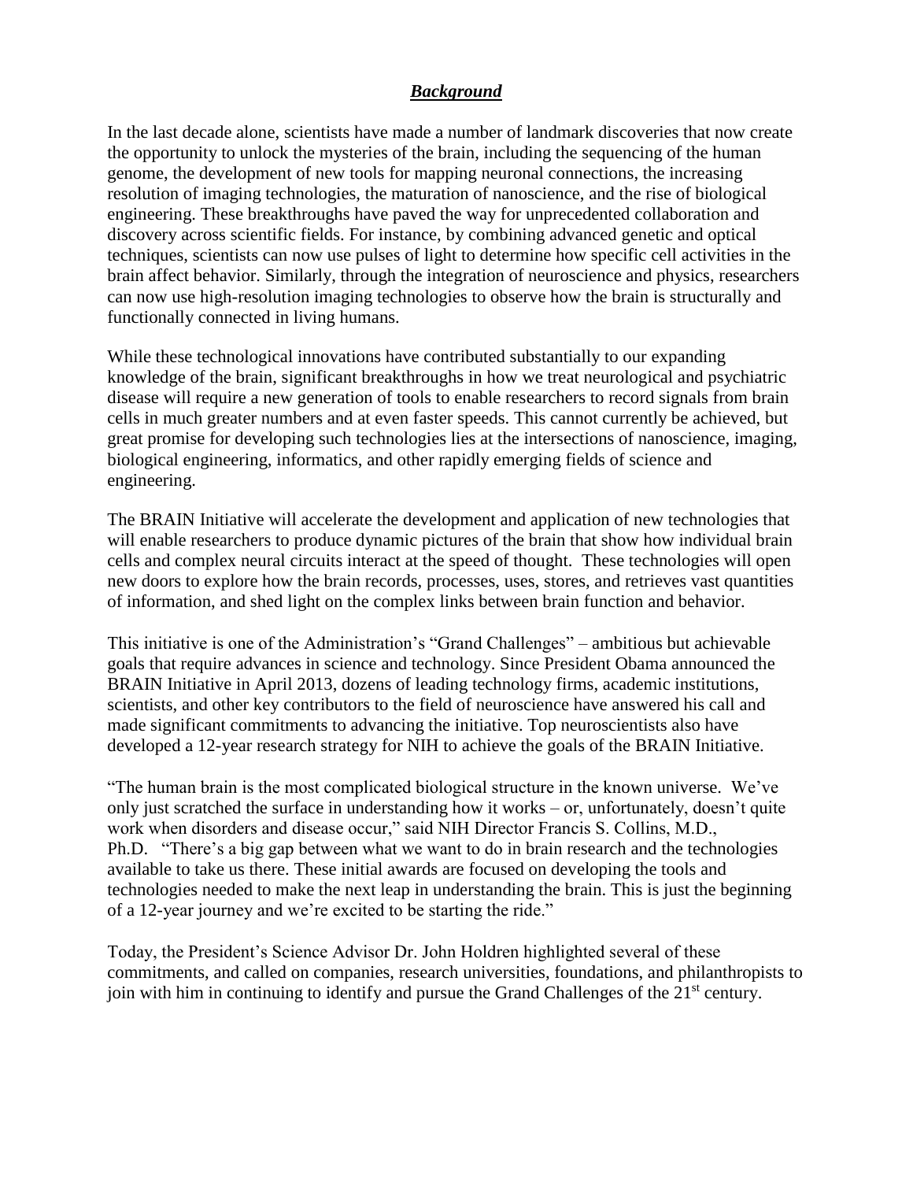## ***Background***

In the last decade alone, scientists have made a number of landmark discoveries that now create the opportunity to unlock the mysteries of the brain, including the sequencing of the human genome, the development of new tools for mapping neuronal connections, the increasing resolution of imaging technologies, the maturation of nanoscience, and the rise of biological engineering. These breakthroughs have paved the way for unprecedented collaboration and discovery across scientific fields. For instance, by combining advanced genetic and optical techniques, scientists can now use pulses of light to determine how specific cell activities in the brain affect behavior. Similarly, through the integration of neuroscience and physics, researchers can now use high-resolution imaging technologies to observe how the brain is structurally and functionally connected in living humans.

While these technological innovations have contributed substantially to our expanding knowledge of the brain, significant breakthroughs in how we treat neurological and psychiatric disease will require a new generation of tools to enable researchers to record signals from brain cells in much greater numbers and at even faster speeds. This cannot currently be achieved, but great promise for developing such technologies lies at the intersections of nanoscience, imaging, biological engineering, informatics, and other rapidly emerging fields of science and engineering.

The BRAIN Initiative will accelerate the development and application of new technologies that will enable researchers to produce dynamic pictures of the brain that show how individual brain cells and complex neural circuits interact at the speed of thought. These technologies will open new doors to explore how the brain records, processes, uses, stores, and retrieves vast quantities of information, and shed light on the complex links between brain function and behavior.

This initiative is one of the Administration's "Grand Challenges" – ambitious but achievable goals that require advances in science and technology. Since President Obama announced the BRAIN Initiative in April 2013, dozens of leading technology firms, academic institutions, scientists, and other key contributors to the field of neuroscience have answered his call and made significant commitments to advancing the initiative. Top neuroscientists also have developed a 12-year research strategy for NIH to achieve the goals of the BRAIN Initiative.

"The human brain is the most complicated biological structure in the known universe. We've only just scratched the surface in understanding how it works – or, unfortunately, doesn't quite work when disorders and disease occur," said NIH Director Francis S. Collins, M.D., Ph.D. "There's a big gap between what we want to do in brain research and the technologies available to take us there. These initial awards are focused on developing the tools and technologies needed to make the next leap in understanding the brain. This is just the beginning of a 12-year journey and we're excited to be starting the ride."

Today, the President's Science Advisor Dr. John Holdren highlighted several of these commitments, and called on companies, research universities, foundations, and philanthropists to join with him in continuing to identify and pursue the Grand Challenges of the 21st century.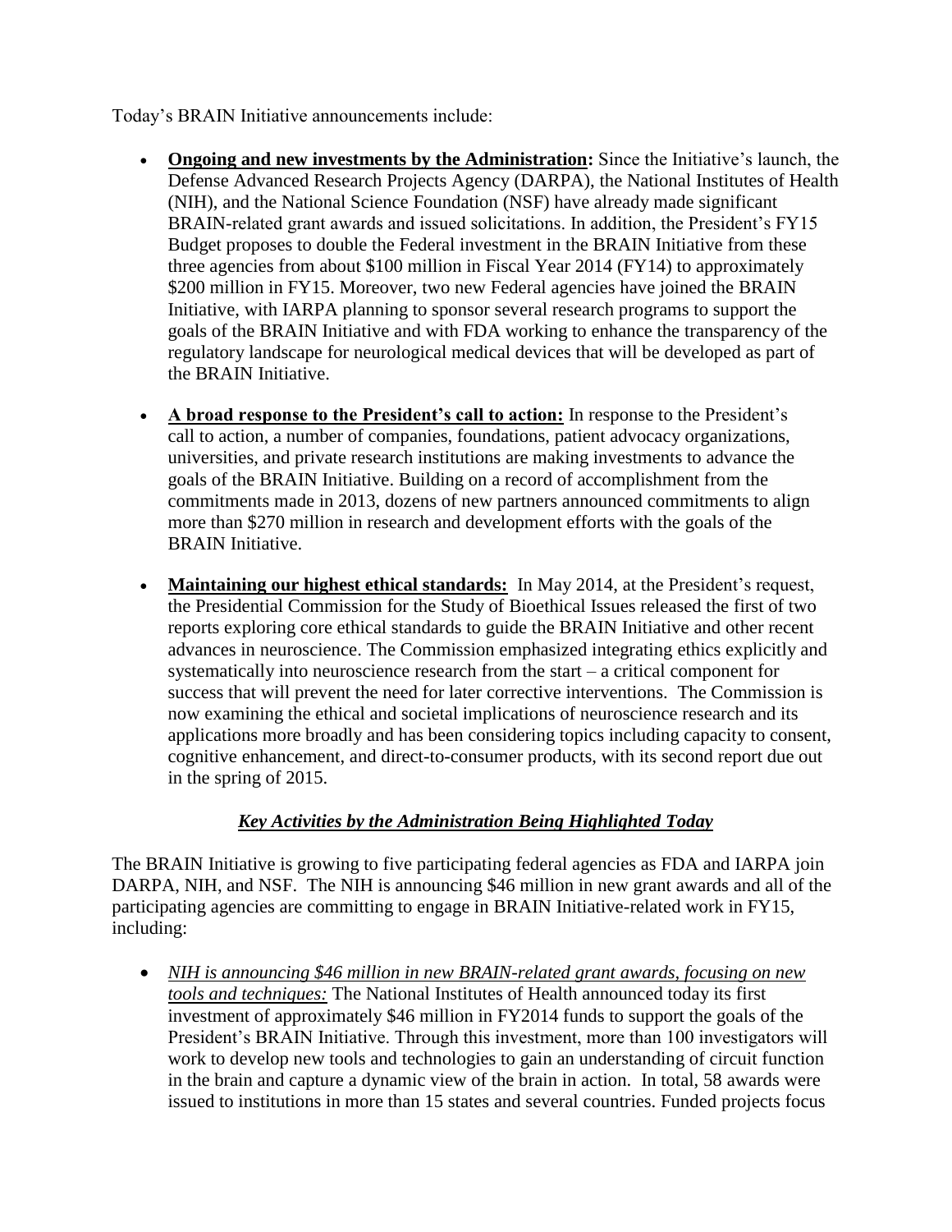Today's BRAIN Initiative announcements include:

- **Ongoing and new investments by the Administration:** Since the Initiative's launch, the Defense Advanced Research Projects Agency (DARPA), the National Institutes of Health (NIH), and the National Science Foundation (NSF) have already made significant BRAIN-related grant awards and issued solicitations. In addition, the President's FY15 Budget proposes to double the Federal investment in the BRAIN Initiative from these three agencies from about $100 million in Fiscal Year 2014 (FY14) to approximately $200 million in FY15. Moreover, two new Federal agencies have joined the BRAIN Initiative, with IARPA planning to sponsor several research programs to support the goals of the BRAIN Initiative and with FDA working to enhance the transparency of the regulatory landscape for neurological medical devices that will be developed as part of the BRAIN Initiative.

- **A broad response to the President's call to action:** In response to the President's call to action, a number of companies, foundations, patient advocacy organizations, universities, and private research institutions are making investments to advance the goals of the BRAIN Initiative. Building on a record of accomplishment from the commitments made in 2013, dozens of new partners announced commitments to align more than $270 million in research and development efforts with the goals of the BRAIN Initiative.

- **Maintaining our highest ethical standards:** In May 2014, at the President's request, the Presidential Commission for the Study of Bioethical Issues released the first of two reports exploring core ethical standards to guide the BRAIN Initiative and other recent advances in neuroscience. The Commission emphasized integrating ethics explicitly and systematically into neuroscience research from the start – a critical component for success that will prevent the need for later corrective interventions. The Commission is now examining the ethical and societal implications of neuroscience research and its applications more broadly and has been considering topics including capacity to consent, cognitive enhancement, and direct-to-consumer products, with its second report due out in the spring of 2015.

## *Key Activities by the Administration Being Highlighted Today*

The BRAIN Initiative is growing to five participating federal agencies as FDA and IARPA join DARPA, NIH, and NSF. The NIH is announcing $46 million in new grant awards and all of the participating agencies are committing to engage in BRAIN Initiative-related work in FY15, including:

- *NIH is announcing $46 million in new BRAIN-related grant awards, focusing on new tools and techniques:* The National Institutes of Health announced today its first investment of approximately $46 million in FY2014 funds to support the goals of the President's BRAIN Initiative. Through this investment, more than 100 investigators will work to develop new tools and technologies to gain an understanding of circuit function in the brain and capture a dynamic view of the brain in action. In total, 58 awards were issued to institutions in more than 15 states and several countries. Funded projects focus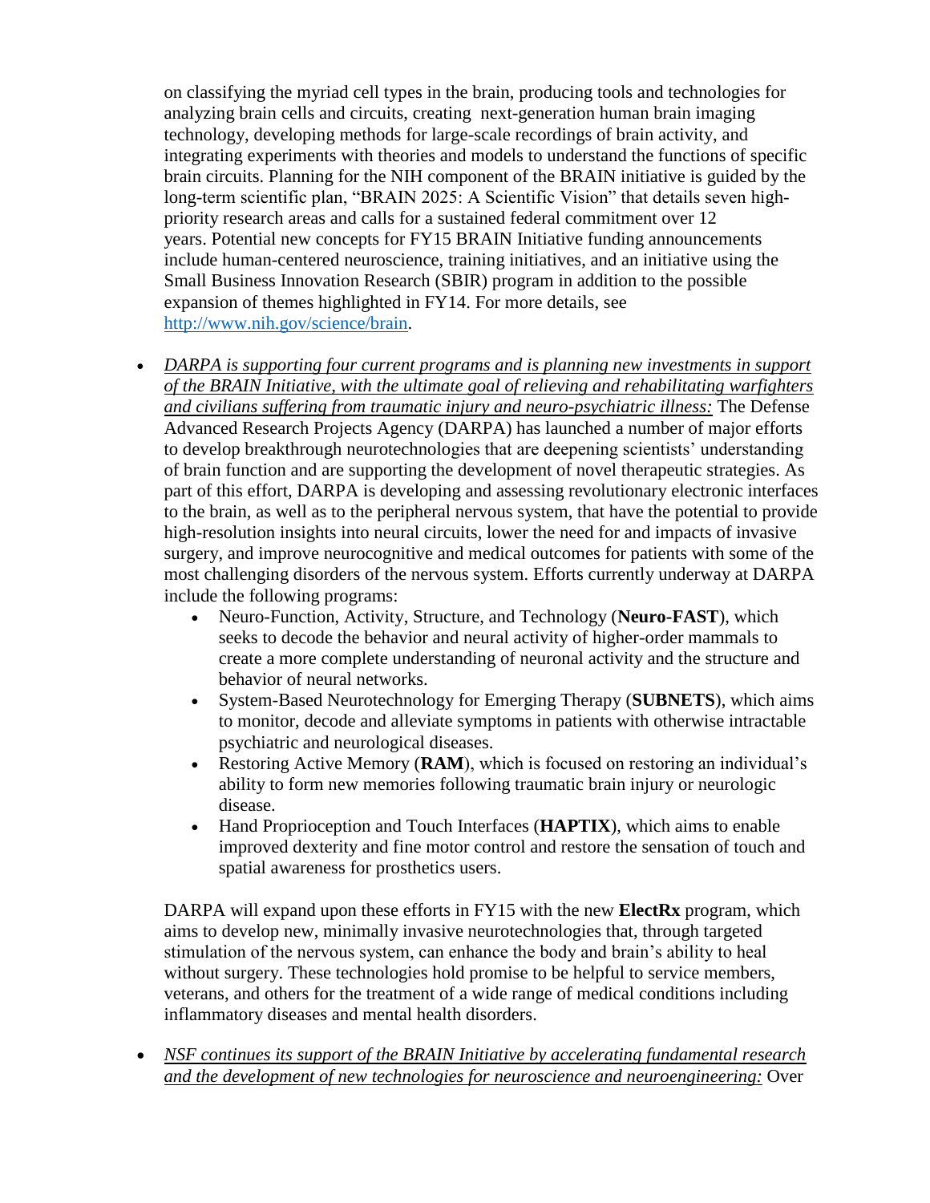on classifying the myriad cell types in the brain, producing tools and technologies for analyzing brain cells and circuits, creating next-generation human brain imaging technology, developing methods for large-scale recordings of brain activity, and integrating experiments with theories and models to understand the functions of specific brain circuits. Planning for the NIH component of the BRAIN initiative is guided by the long-term scientific plan, "BRAIN 2025: A Scientific Vision" that details seven high-priority research areas and calls for a sustained federal commitment over 12 years. Potential new concepts for FY15 BRAIN Initiative funding announcements include human-centered neuroscience, training initiatives, and an initiative using the Small Business Innovation Research (SBIR) program in addition to the possible expansion of themes highlighted in FY14. For more details, see [http://www.nih.gov/science/brain](http://www.nih.gov/science/brain).

- *DARPA is supporting four current programs and is planning new investments in support of the BRAIN Initiative, with the ultimate goal of relieving and rehabilitating warfighters and civilians suffering from traumatic injury and neuro-psychiatric illness:* The Defense Advanced Research Projects Agency (DARPA) has launched a number of major efforts to develop breakthrough neurotechnologies that are deepening scientists' understanding of brain function and are supporting the development of novel therapeutic strategies. As part of this effort, DARPA is developing and assessing revolutionary electronic interfaces to the brain, as well as to the peripheral nervous system, that have the potential to provide high-resolution insights into neural circuits, lower the need for and impacts of invasive surgery, and improve neurocognitive and medical outcomes for patients with some of the most challenging disorders of the nervous system. Efforts currently underway at DARPA include the following programs:
  - Neuro-Function, Activity, Structure, and Technology (**Neuro-FAST**), which seeks to decode the behavior and neural activity of higher-order mammals to create a more complete understanding of neuronal activity and the structure and behavior of neural networks.
  - System-Based Neurotechnology for Emerging Therapy (**SUBNETS**), which aims to monitor, decode and alleviate symptoms in patients with otherwise intractable psychiatric and neurological diseases.
  - Restoring Active Memory (**RAM**), which is focused on restoring an individual's ability to form new memories following traumatic brain injury or neurologic disease.
  - Hand Proprioception and Touch Interfaces (**HAPTIX**), which aims to enable improved dexterity and fine motor control and restore the sensation of touch and spatial awareness for prosthetics users.

  DARPA will expand upon these efforts in FY15 with the new **ElectRx** program, which aims to develop new, minimally invasive neurotechnologies that, through targeted stimulation of the nervous system, can enhance the body and brain's ability to heal without surgery. These technologies hold promise to be helpful to service members, veterans, and others for the treatment of a wide range of medical conditions including inflammatory diseases and mental health disorders.

- *NSF continues its support of the BRAIN Initiative by accelerating fundamental research and the development of new technologies for neuroscience and neuroengineering:* Over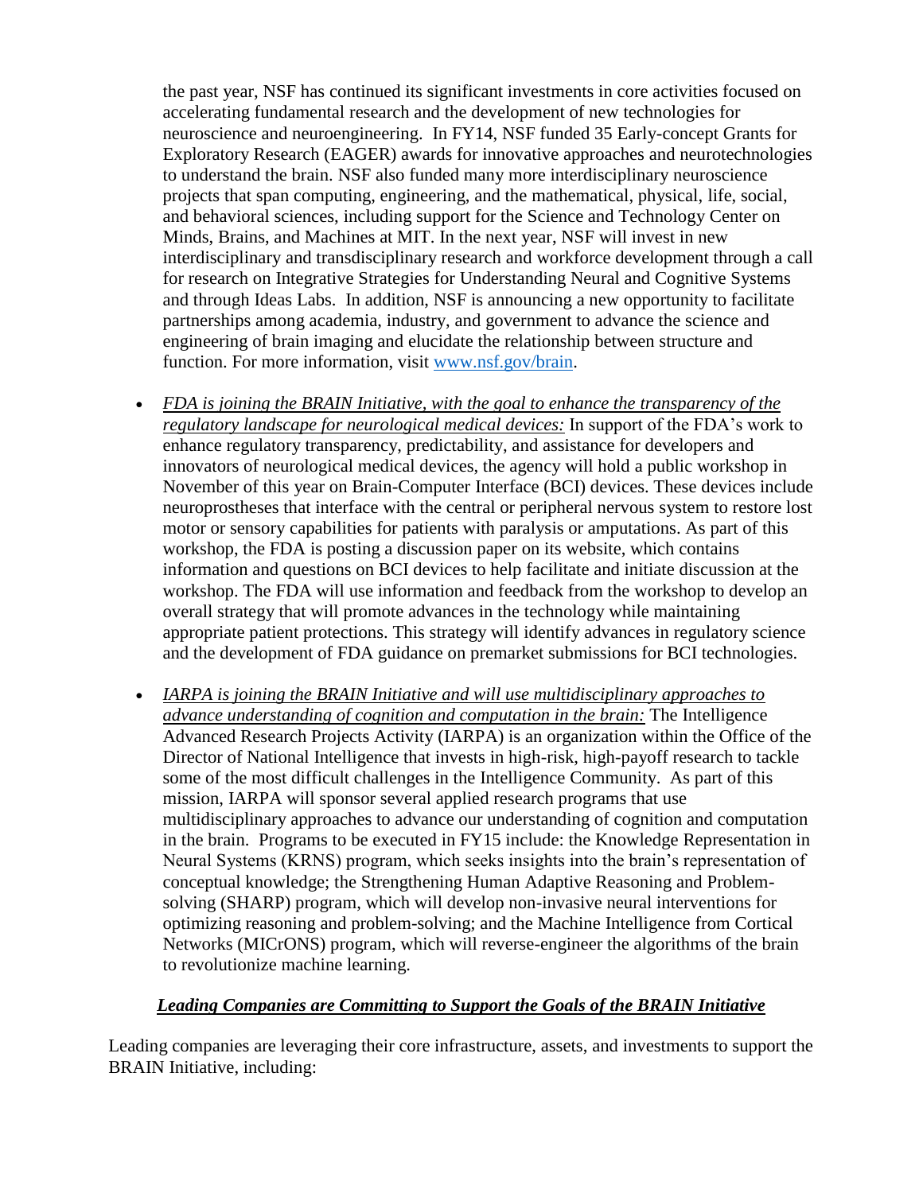the past year, NSF has continued its significant investments in core activities focused on accelerating fundamental research and the development of new technologies for neuroscience and neuroengineering. In FY14, NSF funded 35 Early-concept Grants for Exploratory Research (EAGER) awards for innovative approaches and neurotechnologies to understand the brain. NSF also funded many more interdisciplinary neuroscience projects that span computing, engineering, and the mathematical, physical, life, social, and behavioral sciences, including support for the Science and Technology Center on Minds, Brains, and Machines at MIT. In the next year, NSF will invest in new interdisciplinary and transdisciplinary research and workforce development through a call for research on Integrative Strategies for Understanding Neural and Cognitive Systems and through Ideas Labs. In addition, NSF is announcing a new opportunity to facilitate partnerships among academia, industry, and government to advance the science and engineering of brain imaging and elucidate the relationship between structure and function. For more information, visit [www.nsf.gov/brain](http://www.nsf.gov/brain).

- *FDA is joining the BRAIN Initiative, with the goal to enhance the transparency of the regulatory landscape for neurological medical devices:* In support of the FDA's work to enhance regulatory transparency, predictability, and assistance for developers and innovators of neurological medical devices, the agency will hold a public workshop in November of this year on Brain-Computer Interface (BCI) devices. These devices include neuroprostheses that interface with the central or peripheral nervous system to restore lost motor or sensory capabilities for patients with paralysis or amputations. As part of this workshop, the FDA is posting a discussion paper on its website, which contains information and questions on BCI devices to help facilitate and initiate discussion at the workshop. The FDA will use information and feedback from the workshop to develop an overall strategy that will promote advances in the technology while maintaining appropriate patient protections. This strategy will identify advances in regulatory science and the development of FDA guidance on premarket submissions for BCI technologies.

- *IARPA is joining the BRAIN Initiative and will use multidisciplinary approaches to advance understanding of cognition and computation in the brain:* The Intelligence Advanced Research Projects Activity (IARPA) is an organization within the Office of the Director of National Intelligence that invests in high-risk, high-payoff research to tackle some of the most difficult challenges in the Intelligence Community. As part of this mission, IARPA will sponsor several applied research programs that use multidisciplinary approaches to advance our understanding of cognition and computation in the brain. Programs to be executed in FY15 include: the Knowledge Representation in Neural Systems (KRNS) program, which seeks insights into the brain's representation of conceptual knowledge; the Strengthening Human Adaptive Reasoning and Problem-solving (SHARP) program, which will develop non-invasive neural interventions for optimizing reasoning and problem-solving; and the Machine Intelligence from Cortical Networks (MICrONS) program, which will reverse-engineer the algorithms of the brain to revolutionize machine learning.

## *Leading Companies are Committing to Support the Goals of the BRAIN Initiative*

Leading companies are leveraging their core infrastructure, assets, and investments to support the BRAIN Initiative, including: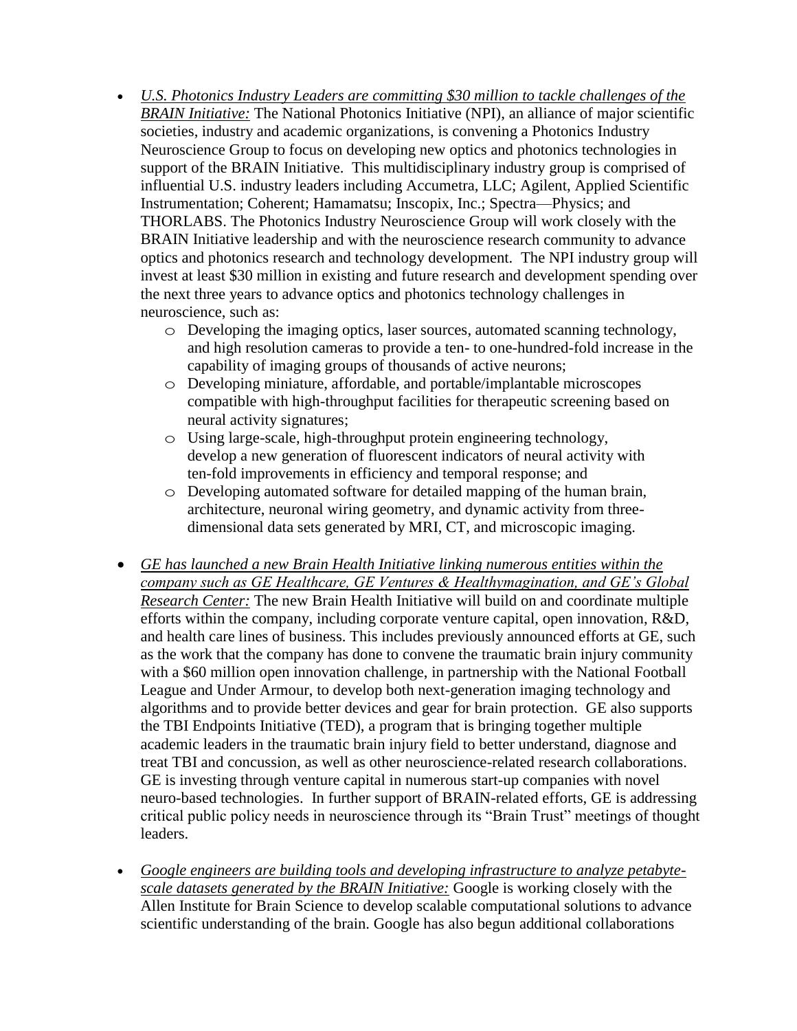- *U.S. Photonics Industry Leaders are committing $30 million to tackle challenges of the BRAIN Initiative:* The National Photonics Initiative (NPI), an alliance of major scientific societies, industry and academic organizations, is convening a Photonics Industry Neuroscience Group to focus on developing new optics and photonics technologies in support of the BRAIN Initiative. This multidisciplinary industry group is comprised of influential U.S. industry leaders including Accumetra, LLC; Agilent, Applied Scientific Instrumentation; Coherent; Hamamatsu; Inscopix, Inc.; Spectra—Physics; and THORLABS. The Photonics Industry Neuroscience Group will work closely with the BRAIN Initiative leadership and with the neuroscience research community to advance optics and photonics research and technology development. The NPI industry group will invest at least $30 million in existing and future research and development spending over the next three years to advance optics and photonics technology challenges in neuroscience, such as:
  - Developing the imaging optics, laser sources, automated scanning technology, and high resolution cameras to provide a ten- to one-hundred-fold increase in the capability of imaging groups of thousands of active neurons;
  - Developing miniature, affordable, and portable/implantable microscopes compatible with high-throughput facilities for therapeutic screening based on neural activity signatures;
  - Using large-scale, high-throughput protein engineering technology, develop a new generation of fluorescent indicators of neural activity with ten-fold improvements in efficiency and temporal response; and
  - Developing automated software for detailed mapping of the human brain, architecture, neuronal wiring geometry, and dynamic activity from three-dimensional data sets generated by MRI, CT, and microscopic imaging.

- *GE has launched a new Brain Health Initiative linking numerous entities within the company such as GE Healthcare, GE Ventures & Healthymagination, and GE's Global Research Center:* The new Brain Health Initiative will build on and coordinate multiple efforts within the company, including corporate venture capital, open innovation, R&D, and health care lines of business. This includes previously announced efforts at GE, such as the work that the company has done to convene the traumatic brain injury community with a $60 million open innovation challenge, in partnership with the National Football League and Under Armour, to develop both next-generation imaging technology and algorithms and to provide better devices and gear for brain protection. GE also supports the TBI Endpoints Initiative (TED), a program that is bringing together multiple academic leaders in the traumatic brain injury field to better understand, diagnose and treat TBI and concussion, as well as other neuroscience-related research collaborations. GE is investing through venture capital in numerous start-up companies with novel neuro-based technologies. In further support of BRAIN-related efforts, GE is addressing critical public policy needs in neuroscience through its "Brain Trust" meetings of thought leaders.

- *Google engineers are building tools and developing infrastructure to analyze petabyte-scale datasets generated by the BRAIN Initiative:* Google is working closely with the Allen Institute for Brain Science to develop scalable computational solutions to advance scientific understanding of the brain. Google has also begun additional collaborations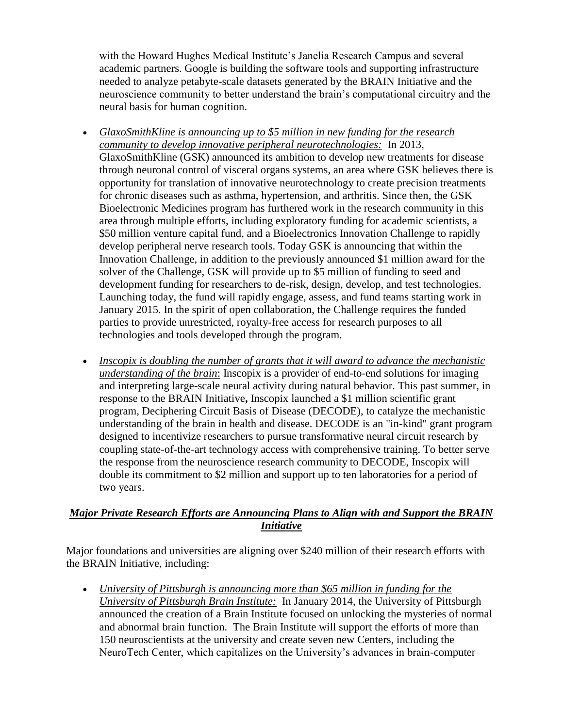with the Howard Hughes Medical Institute's Janelia Research Campus and several academic partners. Google is building the software tools and supporting infrastructure needed to analyze petabyte-scale datasets generated by the BRAIN Initiative and the neuroscience community to better understand the brain's computational circuitry and the neural basis for human cognition.

- *GlaxoSmithKline is announcing up to $5 million in new funding for the research community to develop innovative peripheral neurotechnologies:* In 2013, GlaxoSmithKline (GSK) announced its ambition to develop new treatments for disease through neuronal control of visceral organs systems, an area where GSK believes there is opportunity for translation of innovative neurotechnology to create precision treatments for chronic diseases such as asthma, hypertension, and arthritis. Since then, the GSK Bioelectronic Medicines program has furthered work in the research community in this area through multiple efforts, including exploratory funding for academic scientists, a $50 million venture capital fund, and a Bioelectronics Innovation Challenge to rapidly develop peripheral nerve research tools. Today GSK is announcing that within the Innovation Challenge, in addition to the previously announced $1 million award for the solver of the Challenge, GSK will provide up to $5 million of funding to seed and development funding for researchers to de-risk, design, develop, and test technologies. Launching today, the fund will rapidly engage, assess, and fund teams starting work in January 2015. In the spirit of open collaboration, the Challenge requires the funded parties to provide unrestricted, royalty-free access for research purposes to all technologies and tools developed through the program.

- *Inscopix is doubling the number of grants that it will award to advance the mechanistic understanding of the brain*: Inscopix is a provider of end-to-end solutions for imaging and interpreting large-scale neural activity during natural behavior. This past summer, in response to the BRAIN Initiative**,** Inscopix launched a $1 million scientific grant program, Deciphering Circuit Basis of Disease (DECODE), to catalyze the mechanistic understanding of the brain in health and disease. DECODE is an "in-kind" grant program designed to incentivize researchers to pursue transformative neural circuit research by coupling state-of-the-art technology access with comprehensive training. To better serve the response from the neuroscience research community to DECODE, Inscopix will double its commitment to $2 million and support up to ten laboratories for a period of two years.

## *Major Private Research Efforts are Announcing Plans to Align with and Support the BRAIN Initiative*

Major foundations and universities are aligning over $240 million of their research efforts with the BRAIN Initiative, including:

- *University of Pittsburgh is announcing more than $65 million in funding for the University of Pittsburgh Brain Institute:* In January 2014, the University of Pittsburgh announced the creation of a Brain Institute focused on unlocking the mysteries of normal and abnormal brain function. The Brain Institute will support the efforts of more than 150 neuroscientists at the university and create seven new Centers, including the NeuroTech Center, which capitalizes on the University's advances in brain-computer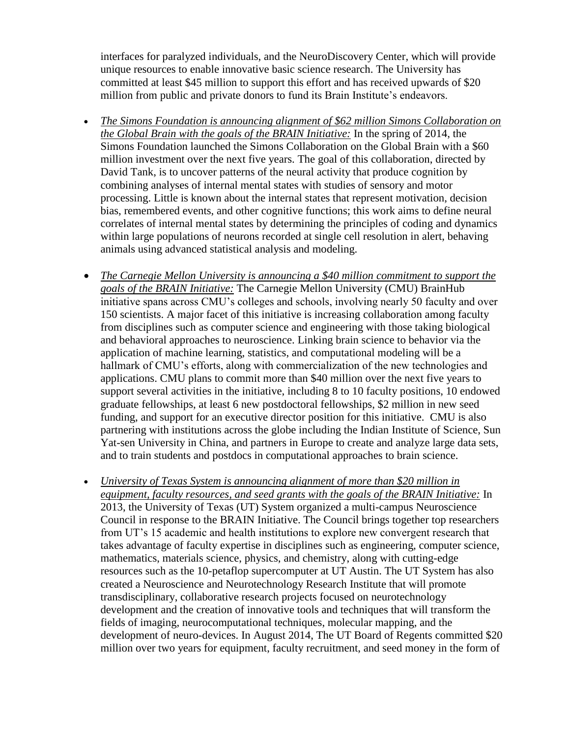interfaces for paralyzed individuals, and the NeuroDiscovery Center, which will provide unique resources to enable innovative basic science research. The University has committed at least $45 million to support this effort and has received upwards of $20 million from public and private donors to fund its Brain Institute's endeavors.

- *The Simons Foundation is announcing alignment of $62 million Simons Collaboration on the Global Brain with the goals of the BRAIN Initiative:* In the spring of 2014, the Simons Foundation launched the Simons Collaboration on the Global Brain with a $60 million investment over the next five years. The goal of this collaboration, directed by David Tank, is to uncover patterns of the neural activity that produce cognition by combining analyses of internal mental states with studies of sensory and motor processing. Little is known about the internal states that represent motivation, decision bias, remembered events, and other cognitive functions; this work aims to define neural correlates of internal mental states by determining the principles of coding and dynamics within large populations of neurons recorded at single cell resolution in alert, behaving animals using advanced statistical analysis and modeling.

- *The Carnegie Mellon University is announcing a $40 million commitment to support the goals of the BRAIN Initiative:* The Carnegie Mellon University (CMU) BrainHub initiative spans across CMU's colleges and schools, involving nearly 50 faculty and over 150 scientists. A major facet of this initiative is increasing collaboration among faculty from disciplines such as computer science and engineering with those taking biological and behavioral approaches to neuroscience. Linking brain science to behavior via the application of machine learning, statistics, and computational modeling will be a hallmark of CMU's efforts, along with commercialization of the new technologies and applications. CMU plans to commit more than $40 million over the next five years to support several activities in the initiative, including 8 to 10 faculty positions, 10 endowed graduate fellowships, at least 6 new postdoctoral fellowships, $2 million in new seed funding, and support for an executive director position for this initiative. CMU is also partnering with institutions across the globe including the Indian Institute of Science, Sun Yat-sen University in China, and partners in Europe to create and analyze large data sets, and to train students and postdocs in computational approaches to brain science.

- *University of Texas System is announcing alignment of more than $20 million in equipment, faculty resources, and seed grants with the goals of the BRAIN Initiative:* In 2013, the University of Texas (UT) System organized a multi-campus Neuroscience Council in response to the BRAIN Initiative. The Council brings together top researchers from UT's 15 academic and health institutions to explore new convergent research that takes advantage of faculty expertise in disciplines such as engineering, computer science, mathematics, materials science, physics, and chemistry, along with cutting-edge resources such as the 10-petaflop supercomputer at UT Austin. The UT System has also created a Neuroscience and Neurotechnology Research Institute that will promote transdisciplinary, collaborative research projects focused on neurotechnology development and the creation of innovative tools and techniques that will transform the fields of imaging, neurocomputational techniques, molecular mapping, and the development of neuro-devices. In August 2014, The UT Board of Regents committed $20 million over two years for equipment, faculty recruitment, and seed money in the form of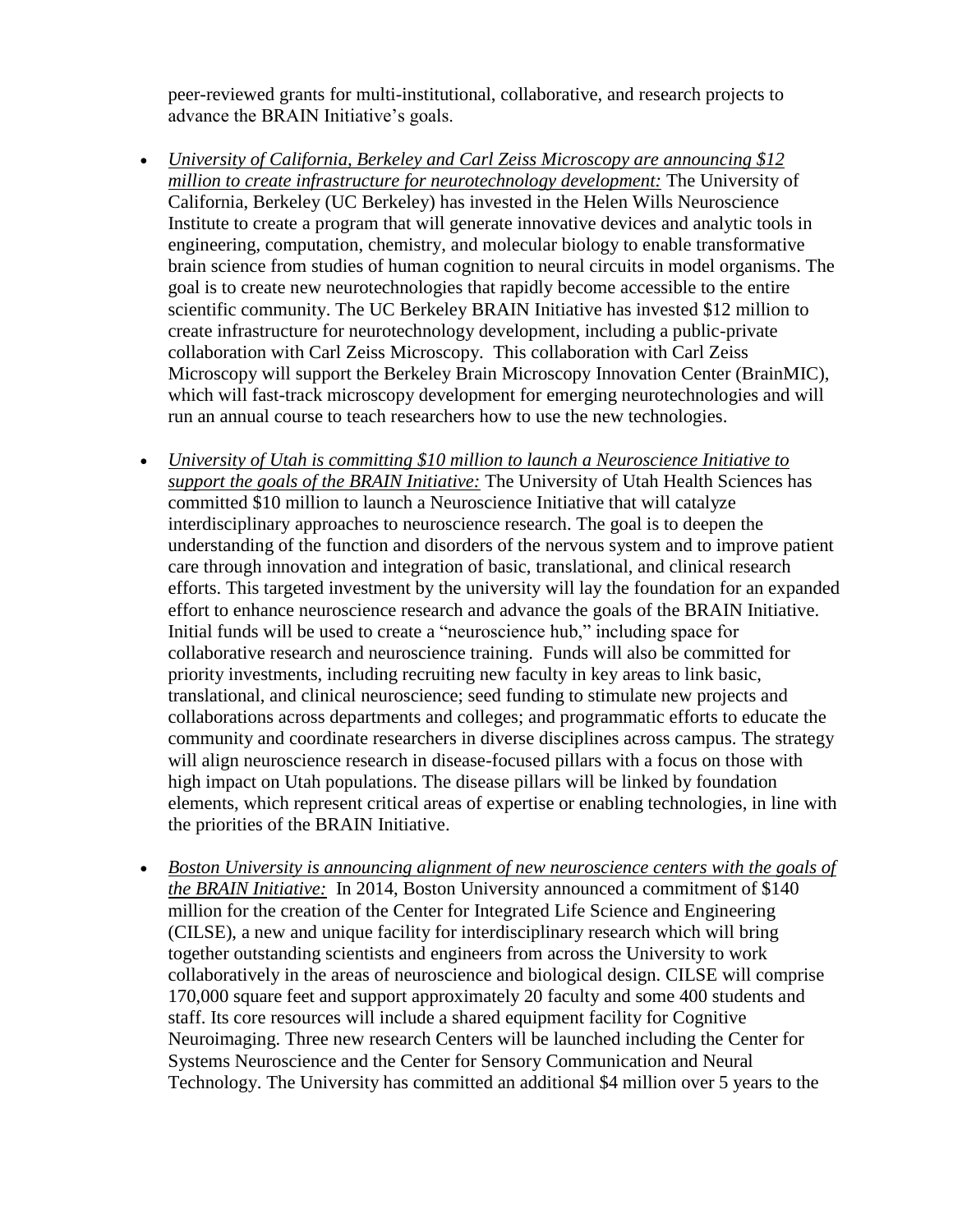peer-reviewed grants for multi-institutional, collaborative, and research projects to advance the BRAIN Initiative's goals.

- *University of California, Berkeley and Carl Zeiss Microscopy are announcing $12 million to create infrastructure for neurotechnology development:* The University of California, Berkeley (UC Berkeley) has invested in the Helen Wills Neuroscience Institute to create a program that will generate innovative devices and analytic tools in engineering, computation, chemistry, and molecular biology to enable transformative brain science from studies of human cognition to neural circuits in model organisms. The goal is to create new neurotechnologies that rapidly become accessible to the entire scientific community. The UC Berkeley BRAIN Initiative has invested $12 million to create infrastructure for neurotechnology development, including a public-private collaboration with Carl Zeiss Microscopy. This collaboration with Carl Zeiss Microscopy will support the Berkeley Brain Microscopy Innovation Center (BrainMIC), which will fast-track microscopy development for emerging neurotechnologies and will run an annual course to teach researchers how to use the new technologies.

- *University of Utah is committing $10 million to launch a Neuroscience Initiative to support the goals of the BRAIN Initiative:* The University of Utah Health Sciences has committed $10 million to launch a Neuroscience Initiative that will catalyze interdisciplinary approaches to neuroscience research. The goal is to deepen the understanding of the function and disorders of the nervous system and to improve patient care through innovation and integration of basic, translational, and clinical research efforts. This targeted investment by the university will lay the foundation for an expanded effort to enhance neuroscience research and advance the goals of the BRAIN Initiative. Initial funds will be used to create a "neuroscience hub," including space for collaborative research and neuroscience training. Funds will also be committed for priority investments, including recruiting new faculty in key areas to link basic, translational, and clinical neuroscience; seed funding to stimulate new projects and collaborations across departments and colleges; and programmatic efforts to educate the community and coordinate researchers in diverse disciplines across campus. The strategy will align neuroscience research in disease-focused pillars with a focus on those with high impact on Utah populations. The disease pillars will be linked by foundation elements, which represent critical areas of expertise or enabling technologies, in line with the priorities of the BRAIN Initiative.

- *Boston University is announcing alignment of new neuroscience centers with the goals of the BRAIN Initiative:* In 2014, Boston University announced a commitment of $140 million for the creation of the Center for Integrated Life Science and Engineering (CILSE), a new and unique facility for interdisciplinary research which will bring together outstanding scientists and engineers from across the University to work collaboratively in the areas of neuroscience and biological design. CILSE will comprise 170,000 square feet and support approximately 20 faculty and some 400 students and staff. Its core resources will include a shared equipment facility for Cognitive Neuroimaging. Three new research Centers will be launched including the Center for Systems Neuroscience and the Center for Sensory Communication and Neural Technology. The University has committed an additional $4 million over 5 years to the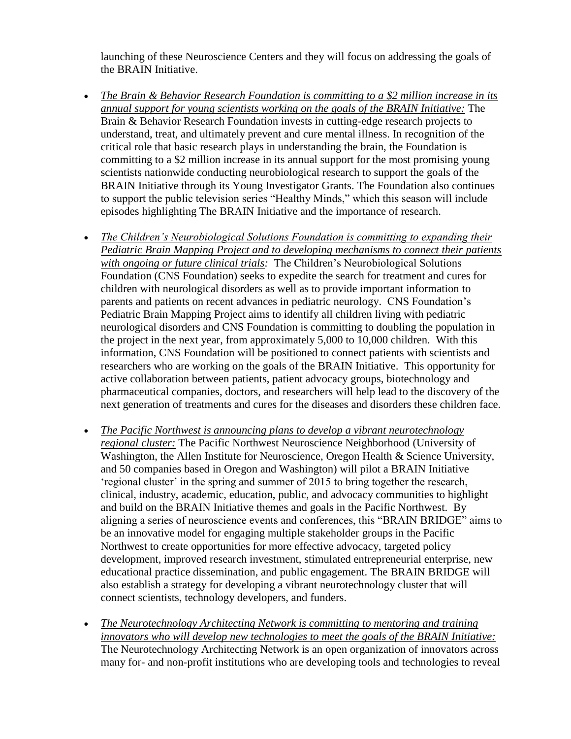launching of these Neuroscience Centers and they will focus on addressing the goals of the BRAIN Initiative.

- *The Brain & Behavior Research Foundation is committing to a $2 million increase in its annual support for young scientists working on the goals of the BRAIN Initiative:* The Brain & Behavior Research Foundation invests in cutting-edge research projects to understand, treat, and ultimately prevent and cure mental illness. In recognition of the critical role that basic research plays in understanding the brain, the Foundation is committing to a $2 million increase in its annual support for the most promising young scientists nationwide conducting neurobiological research to support the goals of the BRAIN Initiative through its Young Investigator Grants. The Foundation also continues to support the public television series "Healthy Minds," which this season will include episodes highlighting The BRAIN Initiative and the importance of research.

- *The Children's Neurobiological Solutions Foundation is committing to expanding their Pediatric Brain Mapping Project and to developing mechanisms to connect their patients with ongoing or future clinical trials:* The Children's Neurobiological Solutions Foundation (CNS Foundation) seeks to expedite the search for treatment and cures for children with neurological disorders as well as to provide important information to parents and patients on recent advances in pediatric neurology. CNS Foundation's Pediatric Brain Mapping Project aims to identify all children living with pediatric neurological disorders and CNS Foundation is committing to doubling the population in the project in the next year, from approximately 5,000 to 10,000 children. With this information, CNS Foundation will be positioned to connect patients with scientists and researchers who are working on the goals of the BRAIN Initiative. This opportunity for active collaboration between patients, patient advocacy groups, biotechnology and pharmaceutical companies, doctors, and researchers will help lead to the discovery of the next generation of treatments and cures for the diseases and disorders these children face.

- *The Pacific Northwest is announcing plans to develop a vibrant neurotechnology regional cluster:* The Pacific Northwest Neuroscience Neighborhood (University of Washington, the Allen Institute for Neuroscience, Oregon Health & Science University, and 50 companies based in Oregon and Washington) will pilot a BRAIN Initiative 'regional cluster' in the spring and summer of 2015 to bring together the research, clinical, industry, academic, education, public, and advocacy communities to highlight and build on the BRAIN Initiative themes and goals in the Pacific Northwest. By aligning a series of neuroscience events and conferences, this "BRAIN BRIDGE" aims to be an innovative model for engaging multiple stakeholder groups in the Pacific Northwest to create opportunities for more effective advocacy, targeted policy development, improved research investment, stimulated entrepreneurial enterprise, new educational practice dissemination, and public engagement. The BRAIN BRIDGE will also establish a strategy for developing a vibrant neurotechnology cluster that will connect scientists, technology developers, and funders.

- *The Neurotechnology Architecting Network is committing to mentoring and training innovators who will develop new technologies to meet the goals of the BRAIN Initiative:* The Neurotechnology Architecting Network is an open organization of innovators across many for- and non-profit institutions who are developing tools and technologies to reveal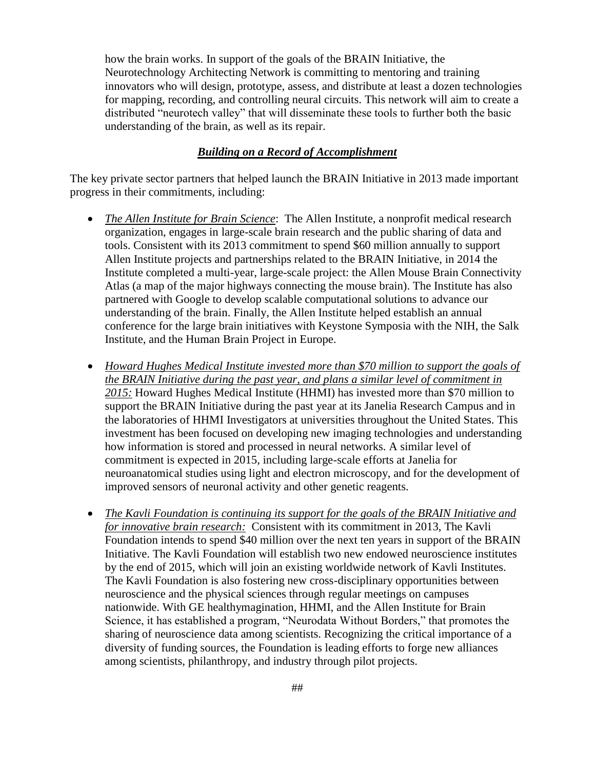how the brain works. In support of the goals of the BRAIN Initiative, the Neurotechnology Architecting Network is committing to mentoring and training innovators who will design, prototype, assess, and distribute at least a dozen technologies for mapping, recording, and controlling neural circuits. This network will aim to create a distributed "neurotech valley" that will disseminate these tools to further both the basic understanding of the brain, as well as its repair.

## ***Building on a Record of Accomplishment***

The key private sector partners that helped launch the BRAIN Initiative in 2013 made important progress in their commitments, including:

- *The Allen Institute for Brain Science*: The Allen Institute, a nonprofit medical research organization, engages in large-scale brain research and the public sharing of data and tools. Consistent with its 2013 commitment to spend $60 million annually to support Allen Institute projects and partnerships related to the BRAIN Initiative, in 2014 the Institute completed a multi-year, large-scale project: the Allen Mouse Brain Connectivity Atlas (a map of the major highways connecting the mouse brain). The Institute has also partnered with Google to develop scalable computational solutions to advance our understanding of the brain. Finally, the Allen Institute helped establish an annual conference for the large brain initiatives with Keystone Symposia with the NIH, the Salk Institute, and the Human Brain Project in Europe.

- *Howard Hughes Medical Institute invested more than $70 million to support the goals of the BRAIN Initiative during the past year, and plans a similar level of commitment in 2015:* Howard Hughes Medical Institute (HHMI) has invested more than $70 million to support the BRAIN Initiative during the past year at its Janelia Research Campus and in the laboratories of HHMI Investigators at universities throughout the United States. This investment has been focused on developing new imaging technologies and understanding how information is stored and processed in neural networks. A similar level of commitment is expected in 2015, including large-scale efforts at Janelia for neuroanatomical studies using light and electron microscopy, and for the development of improved sensors of neuronal activity and other genetic reagents.

- *The Kavli Foundation is continuing its support for the goals of the BRAIN Initiative and for innovative brain research:* Consistent with its commitment in 2013, The Kavli Foundation intends to spend $40 million over the next ten years in support of the BRAIN Initiative. The Kavli Foundation will establish two new endowed neuroscience institutes by the end of 2015, which will join an existing worldwide network of Kavli Institutes. The Kavli Foundation is also fostering new cross-disciplinary opportunities between neuroscience and the physical sciences through regular meetings on campuses nationwide. With GE healthymagination, HHMI, and the Allen Institute for Brain Science, it has established a program, "Neurodata Without Borders," that promotes the sharing of neuroscience data among scientists. Recognizing the critical importance of a diversity of funding sources, the Foundation is leading efforts to forge new alliances among scientists, philanthropy, and industry through pilot projects.

##